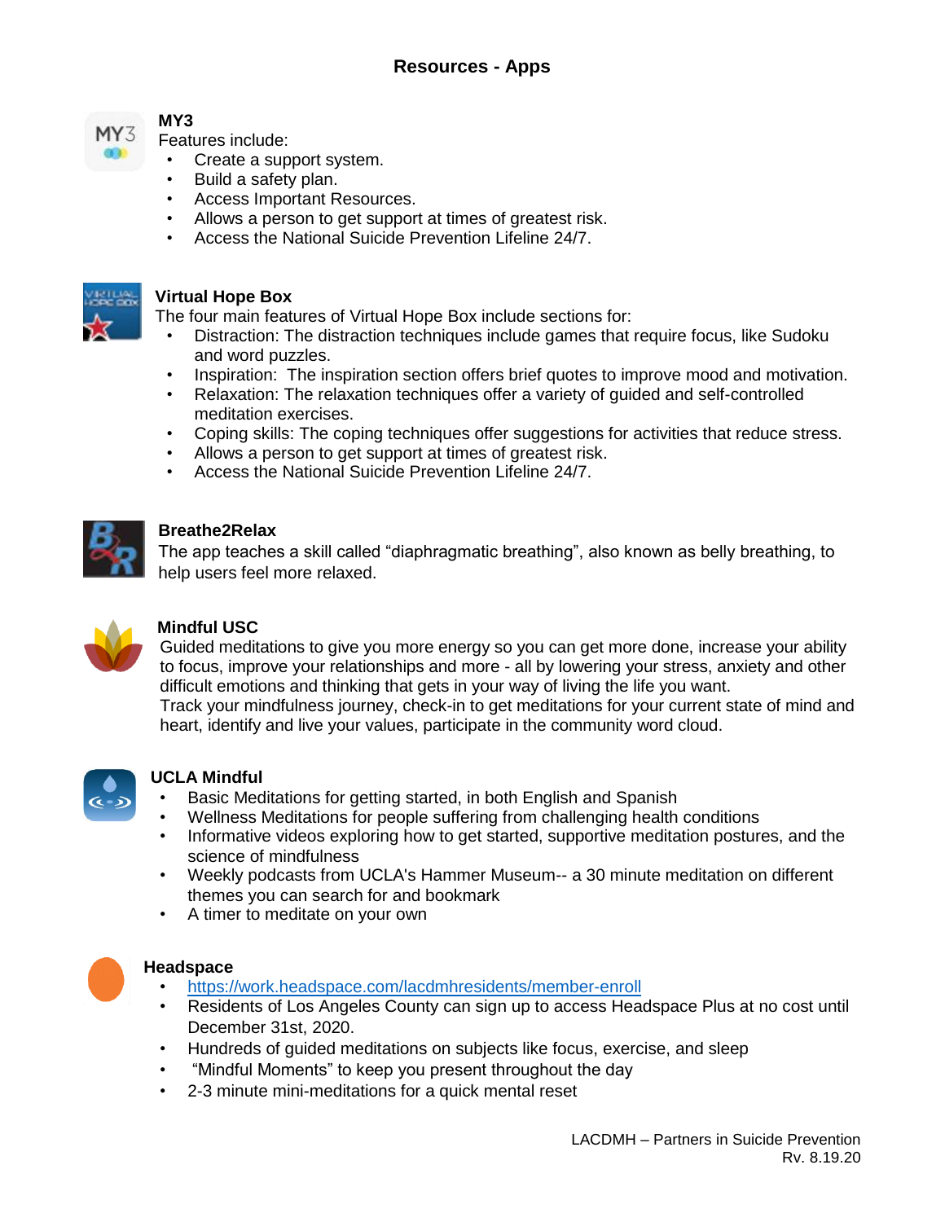# Resources - Apps

## MY3

Features include:

- Create a support system.
- Build a safety plan.
- Access Important Resources.
- Allows a person to get support at times of greatest risk.
- Access the National Suicide Prevention Lifeline 24/7.

## Virtual Hope Box

The four main features of Virtual Hope Box include sections for:

- Distraction: The distraction techniques include games that require focus, like Sudoku and word puzzles.
- Inspiration: The inspiration section offers brief quotes to improve mood and motivation.
- Relaxation: The relaxation techniques offer a variety of guided and self-controlled meditation exercises.
- Coping skills: The coping techniques offer suggestions for activities that reduce stress.
- Allows a person to get support at times of greatest risk.
- Access the National Suicide Prevention Lifeline 24/7.

## Breathe2Relax

The app teaches a skill called "diaphragmatic breathing", also known as belly breathing, to help users feel more relaxed.

## Mindful USC

Guided meditations to give you more energy so you can get more done, increase your ability to focus, improve your relationships and more - all by lowering your stress, anxiety and other difficult emotions and thinking that gets in your way of living the life you want.

Track your mindfulness journey, check-in to get meditations for your current state of mind and heart, identify and live your values, participate in the community word cloud.

## UCLA Mindful

- Basic Meditations for getting started, in both English and Spanish
- Wellness Meditations for people suffering from challenging health conditions
- Informative videos exploring how to get started, supportive meditation postures, and the science of mindfulness
- Weekly podcasts from UCLA's Hammer Museum-- a 30 minute meditation on different themes you can search for and bookmark
- A timer to meditate on your own

## Headspace

- https://work.headspace.com/lacdmhresidents/member-enroll
- Residents of Los Angeles County can sign up to access Headspace Plus at no cost until December 31st, 2020.
- Hundreds of guided meditations on subjects like focus, exercise, and sleep
- "Mindful Moments" to keep you present throughout the day
- 2-3 minute mini-meditations for a quick mental reset

LACDMH – Partners in Suicide Prevention
Rv. 8.19.20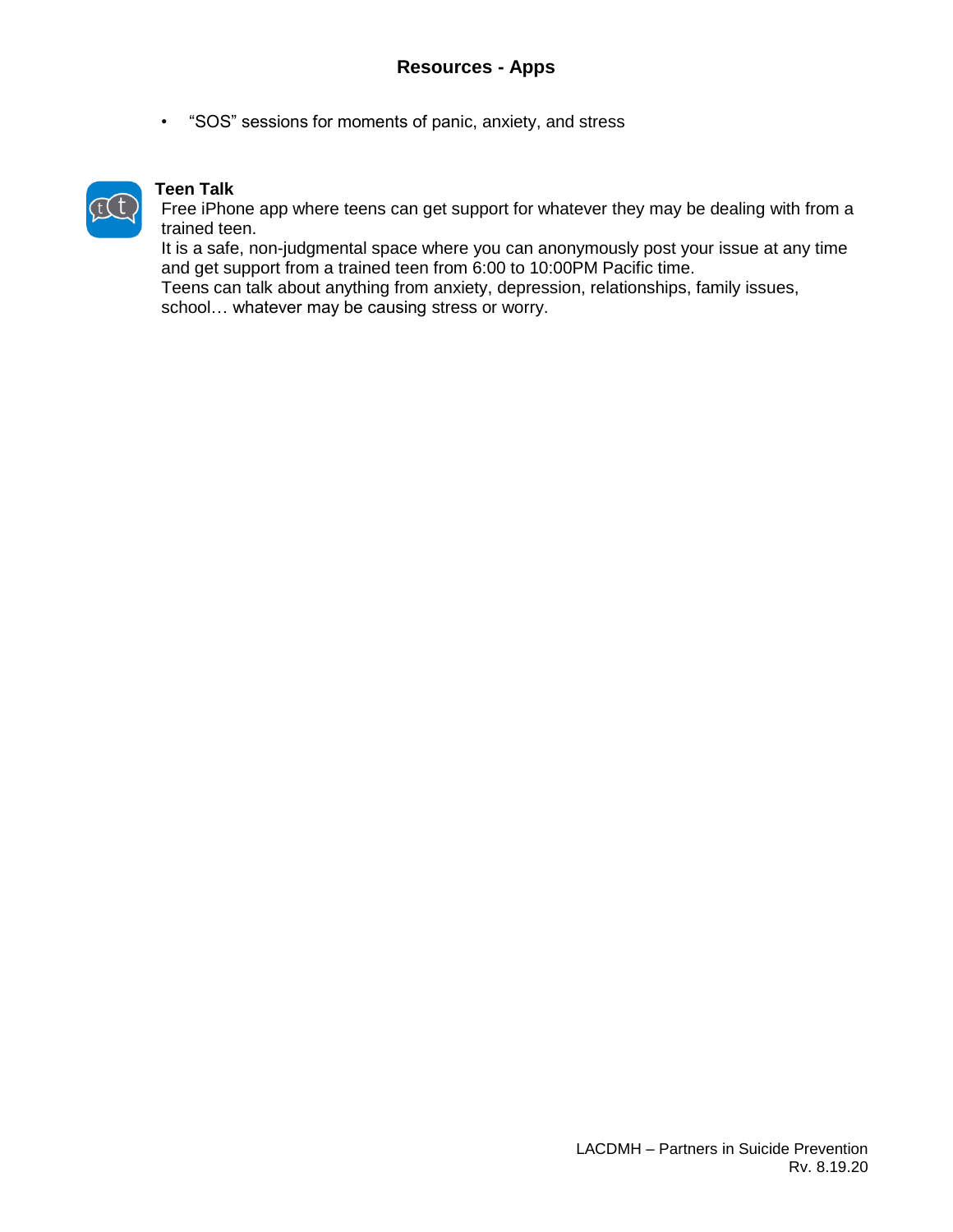## Resources - Apps

- "SOS" sessions for moments of panic, anxiety, and stress

**Teen Talk**

Free iPhone app where teens can get support for whatever they may be dealing with from a trained teen.

It is a safe, non-judgmental space where you can anonymously post your issue at any time and get support from a trained teen from 6:00 to 10:00PM Pacific time.

Teens can talk about anything from anxiety, depression, relationships, family issues, school… whatever may be causing stress or worry.